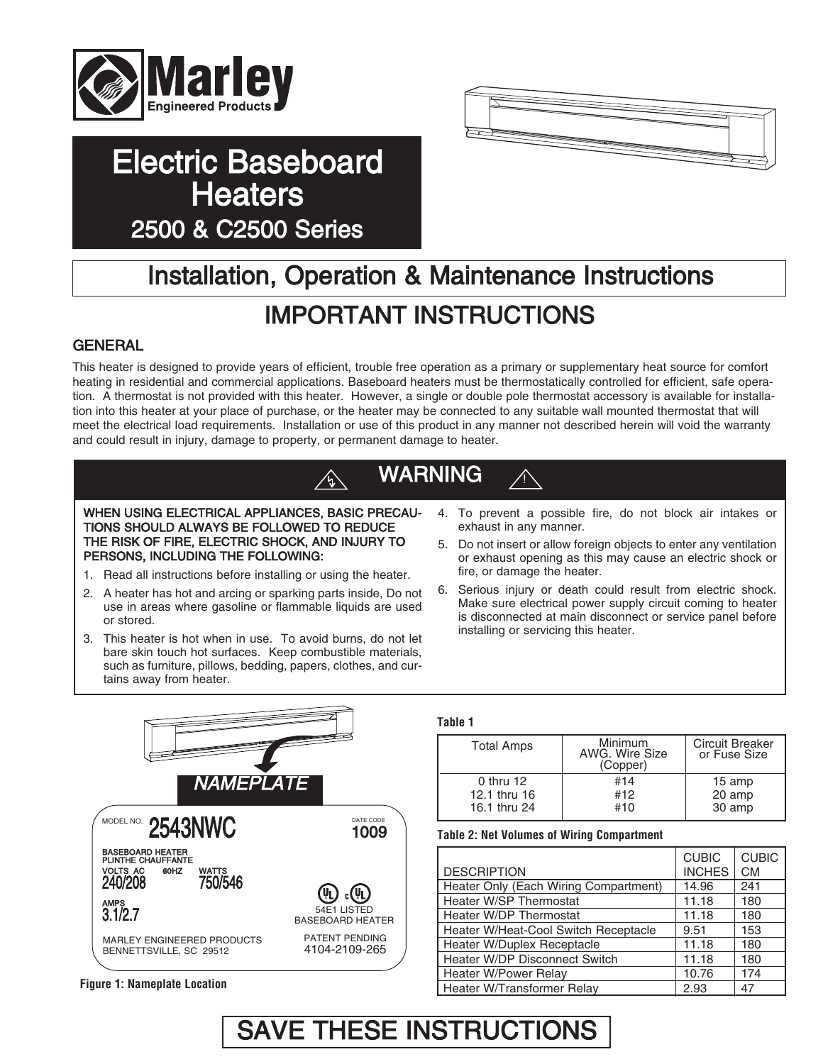Marley Engineered Products

# Electric Baseboard Heaters

## 2500 & C2500 Series

# Installation, Operation & Maintenance Instructions

# IMPORTANT INSTRUCTIONS

## GENERAL

This heater is designed to provide years of efficient, trouble free operation as a primary or supplementary heat source for comfort heating in residential and commercial applications. Baseboard heaters must be thermostatically controlled for efficient, safe operation. A thermostat is not provided with this heater. However, a single or double pole thermostat accessory is available for installation into this heater at your place of purchase, or the heater may be connected to any suitable wall mounted thermostat that will meet the electrical load requirements. Installation or use of this product in any manner not described herein will void the warranty and could result in injury, damage to property, or permanent damage to heater.

## WARNING

**WHEN USING ELECTRICAL APPLIANCES, BASIC PRECAUTIONS SHOULD ALWAYS BE FOLLOWED TO REDUCE THE RISK OF FIRE, ELECTRIC SHOCK, AND INJURY TO PERSONS, INCLUDING THE FOLLOWING:**

1. Read all instructions before installing or using the heater.
2. A heater has hot and arcing or sparking parts inside, Do not use in areas where gasoline or flammable liquids are used or stored.
3. This heater is hot when in use. To avoid burns, do not let bare skin touch hot surfaces. Keep combustible materials, such as furniture, pillows, bedding, papers, clothes, and curtains away from heater.
4. To prevent a possible fire, do not block air intakes or exhaust in any manner.
5. Do not insert or allow foreign objects to enter any ventilation or exhaust opening as this may cause an electric shock or fire, or damage the heater.
6. Serious injury or death could result from electric shock. Make sure electrical power supply circuit coming to heater is disconnected at main disconnect or service panel before installing or servicing this heater.

NAMEPLATE

MODEL NO. 2543NWC
DATE CODE 1009
BASEBOARD HEATER
PLINTHE CHAUFFANTE
VOLTS AC 240/208 60HZ
WATTS 750/546
AMPS 3.1/2.7
54E1 LISTED BASEBOARD HEATER
MARLEY ENGINEERED PRODUCTS
BENNETTSVILLE, SC 29512
PATENT PENDING
4104-2109-265

**Figure 1: Nameplate Location**

**Table 1**

| Total Amps | Minimum AWG. Wire Size (Copper) | Circuit Breaker or Fuse Size |
|---|---|---|
| 0 thru 12 | #14 | 15 amp |
| 12.1 thru 16 | #12 | 20 amp |
| 16.1 thru 24 | #10 | 30 amp |

**Table 2: Net Volumes of Wiring Compartment**

| DESCRIPTION | CUBIC INCHES | CUBIC CM |
|---|---|---|
| Heater Only (Each Wiring Compartment) | 14.96 | 241 |
| Heater W/SP Thermostat | 11.18 | 180 |
| Heater W/DP Thermostat | 11.18 | 180 |
| Heater W/Heat-Cool Switch Receptacle | 9.51 | 153 |
| Heater W/Duplex Receptacle | 11.18 | 180 |
| Heater W/DP Disconnect Switch | 11.18 | 180 |
| Heater W/Power Relay | 10.76 | 174 |
| Heater W/Transformer Relay | 2.93 | 47 |

# SAVE THESE INSTRUCTIONS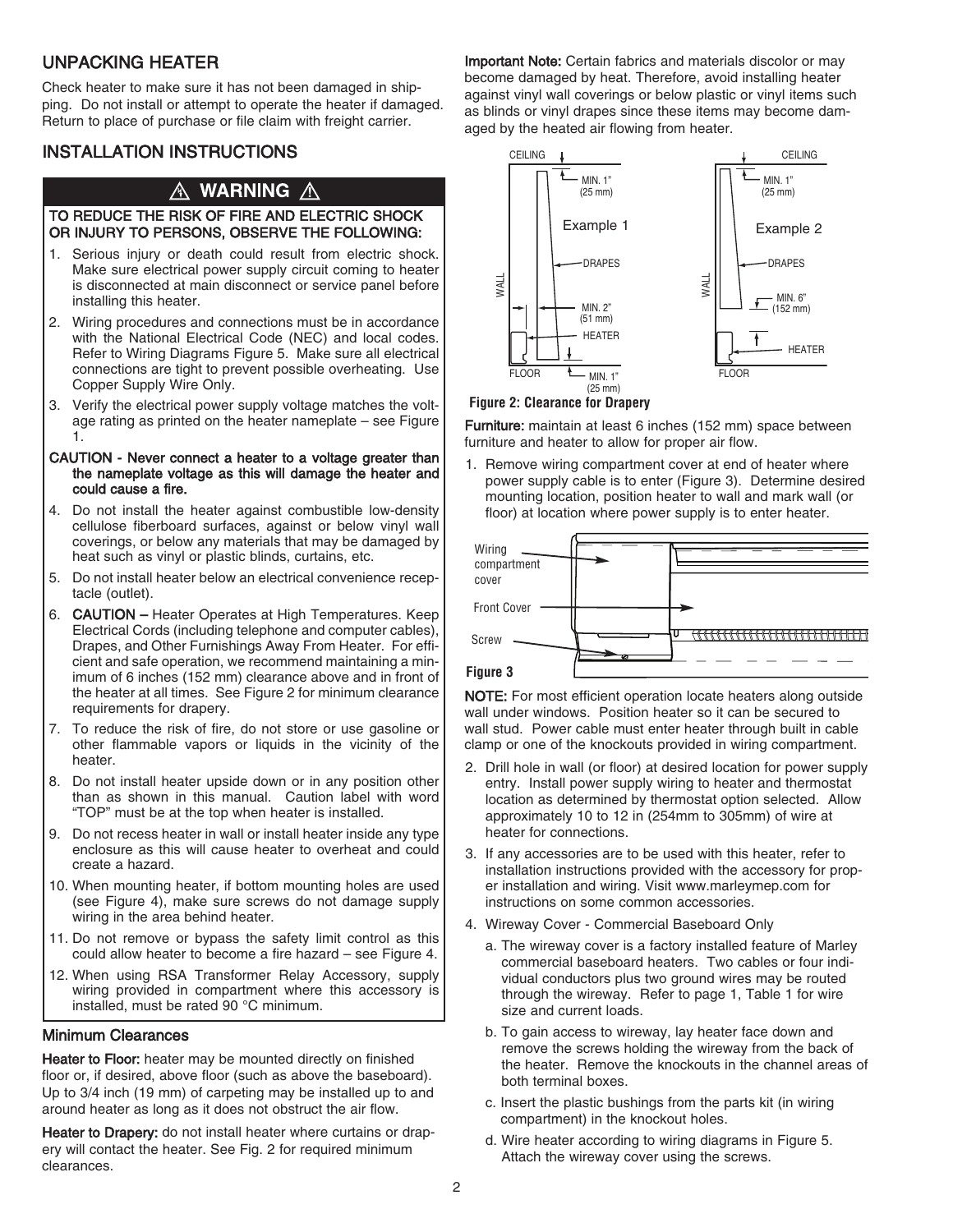## UNPACKING HEATER

Check heater to make sure it has not been damaged in shipping. Do not install or attempt to operate the heater if damaged. Return to place of purchase or file claim with freight carrier.

## INSTALLATION INSTRUCTIONS

### ⚠ WARNING ⚠

**TO REDUCE THE RISK OF FIRE AND ELECTRIC SHOCK OR INJURY TO PERSONS, OBSERVE THE FOLLOWING:**

1. Serious injury or death could result from electric shock. Make sure electrical power supply circuit coming to heater is disconnected at main disconnect or service panel before installing this heater.
2. Wiring procedures and connections must be in accordance with the National Electrical Code (NEC) and local codes. Refer to Wiring Diagrams Figure 5. Make sure all electrical connections are tight to prevent possible overheating. Use Copper Supply Wire Only.
3. Verify the electrical power supply voltage matches the voltage rating as printed on the heater nameplate – see Figure 1.

**CAUTION - Never connect a heater to a voltage greater than the nameplate voltage as this will damage the heater and could cause a fire.**

4. Do not install the heater against combustible low-density cellulose fiberboard surfaces, against or below vinyl wall coverings, or below any materials that may be damaged by heat such as vinyl or plastic blinds, curtains, etc.
5. Do not install heater below an electrical convenience receptacle (outlet).
6. **CAUTION –** Heater Operates at High Temperatures. Keep Electrical Cords (including telephone and computer cables), Drapes, and Other Furnishings Away From Heater. For efficient and safe operation, we recommend maintaining a minimum of 6 inches (152 mm) clearance above and in front of the heater at all times. See Figure 2 for minimum clearance requirements for drapery.
7. To reduce the risk of fire, do not store or use gasoline or other flammable vapors or liquids in the vicinity of the heater.
8. Do not install heater upside down or in any position other than as shown in this manual. Caution label with word "TOP" must be at the top when heater is installed.
9. Do not recess heater in wall or install heater inside any type enclosure as this will cause heater to overheat and could create a hazard.
10. When mounting heater, if bottom mounting holes are used (see Figure 4), make sure screws do not damage supply wiring in the area behind heater.
11. Do not remove or bypass the safety limit control as this could allow heater to become a fire hazard – see Figure 4.
12. When using RSA Transformer Relay Accessory, supply wiring provided in compartment where this accessory is installed, must be rated 90 °C minimum.

### Minimum Clearances

**Heater to Floor:** heater may be mounted directly on finished floor or, if desired, above floor (such as above the baseboard). Up to 3/4 inch (19 mm) of carpeting may be installed up to and around heater as long as it does not obstruct the air flow.

**Heater to Drapery:** do not install heater where curtains or drapery will contact the heater. See Fig. 2 for required minimum clearances.

**Important Note:** Certain fabrics and materials discolor or may become damaged by heat. Therefore, avoid installing heater against vinyl wall coverings or below plastic or vinyl items such as blinds or vinyl drapes since these items may become damaged by the heated air flowing from heater.

Example 1: CEILING – MIN. 1" (25 mm); DRAPES; MIN. 2" (51 mm); HEATER; FLOOR – MIN. 1" (25 mm); WALL

Example 2: CEILING – MIN. 1" (25 mm); DRAPES; MIN. 6" (152 mm); HEATER; FLOOR; WALL

**Figure 2: Clearance for Drapery**

**Furniture:** maintain at least 6 inches (152 mm) space between furniture and heater to allow for proper air flow.

1. Remove wiring compartment cover at end of heater where power supply cable is to enter (Figure 3). Determine desired mounting location, position heater to wall and mark wall (or floor) at location where power supply is to enter heater.

Wiring compartment cover; Front Cover; Screw

**Figure 3**

**NOTE:** For most efficient operation locate heaters along outside wall under windows. Position heater so it can be secured to wall stud. Power cable must enter heater through built in cable clamp or one of the knockouts provided in wiring compartment.

2. Drill hole in wall (or floor) at desired location for power supply entry. Install power supply wiring to heater and thermostat location as determined by thermostat option selected. Allow approximately 10 to 12 in (254mm to 305mm) of wire at heater for connections.
3. If any accessories are to be used with this heater, refer to installation instructions provided with the accessory for proper installation and wiring. Visit www.marleymep.com for instructions on some common accessories.
4. Wireway Cover - Commercial Baseboard Only
   a. The wireway cover is a factory installed feature of Marley commercial baseboard heaters. Two cables or four individual conductors plus two ground wires may be routed through the wireway. Refer to page 1, Table 1 for wire size and current loads.
   b. To gain access to wireway, lay heater face down and remove the screws holding the wireway from the back of the heater. Remove the knockouts in the channel areas of both terminal boxes.
   c. Insert the plastic bushings from the parts kit (in wiring compartment) in the knockout holes.
   d. Wire heater according to wiring diagrams in Figure 5. Attach the wireway cover using the screws.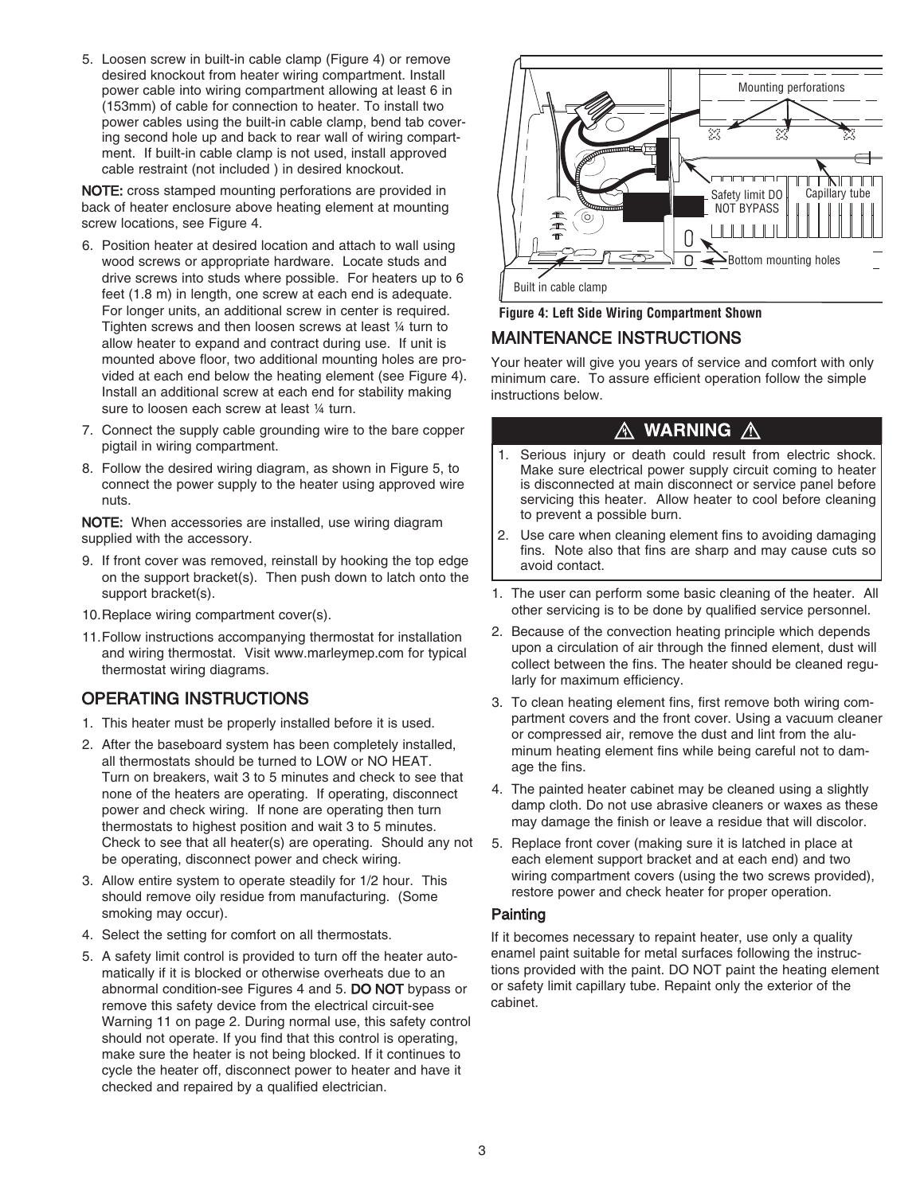5. Loosen screw in built-in cable clamp (Figure 4) or remove desired knockout from heater wiring compartment. Install power cable into wiring compartment allowing at least 6 in (153mm) of cable for connection to heater. To install two power cables using the built-in cable clamp, bend tab covering second hole up and back to rear wall of wiring compartment. If built-in cable clamp is not used, install approved cable restraint (not included ) in desired knockout.

**NOTE:** cross stamped mounting perforations are provided in back of heater enclosure above heating element at mounting screw locations, see Figure 4.

6. Position heater at desired location and attach to wall using wood screws or appropriate hardware. Locate studs and drive screws into studs where possible. For heaters up to 6 feet (1.8 m) in length, one screw at each end is adequate. For longer units, an additional screw in center is required. Tighten screws and then loosen screws at least ¼ turn to allow heater to expand and contract during use. If unit is mounted above floor, two additional mounting holes are provided at each end below the heating element (see Figure 4). Install an additional screw at each end for stability making sure to loosen each screw at least ¼ turn.
7. Connect the supply cable grounding wire to the bare copper pigtail in wiring compartment.
8. Follow the desired wiring diagram, as shown in Figure 5, to connect the power supply to the heater using approved wire nuts.

**NOTE:** When accessories are installed, use wiring diagram supplied with the accessory.

9. If front cover was removed, reinstall by hooking the top edge on the support bracket(s). Then push down to latch onto the support bracket(s).
10. Replace wiring compartment cover(s).
11. Follow instructions accompanying thermostat for installation and wiring thermostat. Visit www.marleymep.com for typical thermostat wiring diagrams.

## OPERATING INSTRUCTIONS

1. This heater must be properly installed before it is used.
2. After the baseboard system has been completely installed, all thermostats should be turned to LOW or NO HEAT. Turn on breakers, wait 3 to 5 minutes and check to see that none of the heaters are operating. If operating, disconnect power and check wiring. If none are operating then turn thermostats to highest position and wait 3 to 5 minutes. Check to see that all heater(s) are operating. Should any not be operating, disconnect power and check wiring.
3. Allow entire system to operate steadily for 1/2 hour. This should remove oily residue from manufacturing. (Some smoking may occur).
4. Select the setting for comfort on all thermostats.
5. A safety limit control is provided to turn off the heater automatically if it is blocked or otherwise overheats due to an abnormal condition-see Figures 4 and 5. **DO NOT** bypass or remove this safety device from the electrical circuit-see Warning 11 on page 2. During normal use, this safety control should not operate. If you find that this control is operating, make sure the heater is not being blocked. If it continues to cycle the heater off, disconnect power to heater and have it checked and repaired by a qualified electrician.

Mounting perforations

Safety limit DO NOT BYPASS

Capillary tube

Bottom mounting holes

Built in cable clamp

**Figure 4: Left Side Wiring Compartment Shown**

## MAINTENANCE INSTRUCTIONS

Your heater will give you years of service and comfort with only minimum care. To assure efficient operation follow the simple instructions below.

**⚠ WARNING ⚠**

1. Serious injury or death could result from electric shock. Make sure electrical power supply circuit coming to heater is disconnected at main disconnect or service panel before servicing this heater. Allow heater to cool before cleaning to prevent a possible burn.
2. Use care when cleaning element fins to avoiding damaging fins. Note also that fins are sharp and may cause cuts so avoid contact.

1. The user can perform some basic cleaning of the heater. All other servicing is to be done by qualified service personnel.
2. Because of the convection heating principle which depends upon a circulation of air through the finned element, dust will collect between the fins. The heater should be cleaned regularly for maximum efficiency.
3. To clean heating element fins, first remove both wiring compartment covers and the front cover. Using a vacuum cleaner or compressed air, remove the dust and lint from the aluminum heating element fins while being careful not to damage the fins.
4. The painted heater cabinet may be cleaned using a slightly damp cloth. Do not use abrasive cleaners or waxes as these may damage the finish or leave a residue that will discolor.
5. Replace front cover (making sure it is latched in place at each element support bracket and at each end) and two wiring compartment covers (using the two screws provided), restore power and check heater for proper operation.

### Painting

If it becomes necessary to repaint heater, use only a quality enamel paint suitable for metal surfaces following the instructions provided with the paint. DO NOT paint the heating element or safety limit capillary tube. Repaint only the exterior of the cabinet.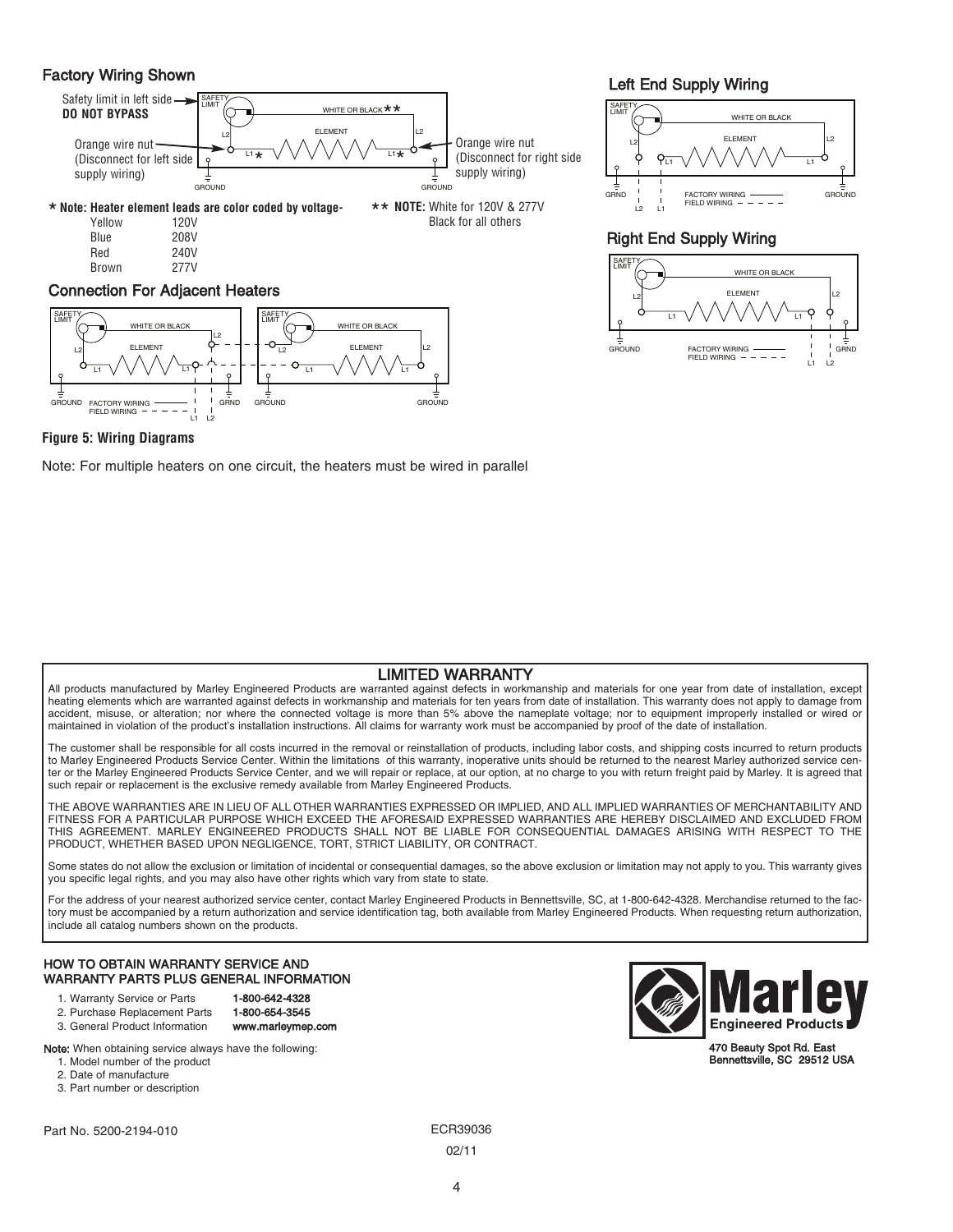## Factory Wiring Shown

Safety limit in left side **DO NOT BYPASS**

Orange wire nut (Disconnect for left side supply wiring)

Orange wire nut (Disconnect for right side supply wiring)

SAFETY LIMIT — WHITE OR BLACK ** — ELEMENT — L2 — L1 * — GROUND

**\* Note: Heater element leads are color coded by voltage-**

| | |
|---|---|
| Yellow | 120V |
| Blue | 208V |
| Red | 240V |
| Brown | 277V |

**\*\* NOTE:** White for 120V & 277V
Black for all others

## Left End Supply Wiring

SAFETY LIMIT — WHITE OR BLACK — ELEMENT — L2 — L1 — GRND — GROUND — FACTORY WIRING — FIELD WIRING — L2 L1

## Right End Supply Wiring

SAFETY LIMIT — WHITE OR BLACK — ELEMENT — L2 — L1 — GROUND — GRND — FACTORY WIRING — FIELD WIRING — L1 L2

## Connection For Adjacent Heaters

SAFETY LIMIT — WHITE OR BLACK — ELEMENT — L2 — L1 — GROUND — GRND — FACTORY WIRING — FIELD WIRING — L1 L2

**Figure 5: Wiring Diagrams**

Note: For multiple heaters on one circuit, the heaters must be wired in parallel

## LIMITED WARRANTY

All products manufactured by Marley Engineered Products are warranted against defects in workmanship and materials for one year from date of installation, except heating elements which are warranted against defects in workmanship and materials for ten years from date of installation. This warranty does not apply to damage from accident, misuse, or alteration; nor where the connected voltage is more than 5% above the nameplate voltage; nor to equipment improperly installed or wired or maintained in violation of the product's installation instructions. All claims for warranty work must be accompanied by proof of the date of installation.

The customer shall be responsible for all costs incurred in the removal or reinstallation of products, including labor costs, and shipping costs incurred to return products to Marley Engineered Products Service Center. Within the limitations of this warranty, inoperative units should be returned to the nearest Marley authorized service center or the Marley Engineered Products Service Center, and we will repair or replace, at our option, at no charge to you with return freight paid by Marley. It is agreed that such repair or replacement is the exclusive remedy available from Marley Engineered Products.

THE ABOVE WARRANTIES ARE IN LIEU OF ALL OTHER WARRANTIES EXPRESSED OR IMPLIED, AND ALL IMPLIED WARRANTIES OF MERCHANTABILITY AND FITNESS FOR A PARTICULAR PURPOSE WHICH EXCEED THE AFORESAID EXPRESSED WARRANTIES ARE HEREBY DISCLAIMED AND EXCLUDED FROM THIS AGREEMENT. MARLEY ENGINEERED PRODUCTS SHALL NOT BE LIABLE FOR CONSEQUENTIAL DAMAGES ARISING WITH RESPECT TO THE PRODUCT, WHETHER BASED UPON NEGLIGENCE, TORT, STRICT LIABILITY, OR CONTRACT.

Some states do not allow the exclusion or limitation of incidental or consequential damages, so the above exclusion or limitation may not apply to you. This warranty gives you specific legal rights, and you may also have other rights which vary from state to state.

For the address of your nearest authorized service center, contact Marley Engineered Products in Bennettsville, SC, at 1-800-642-4328. Merchandise returned to the factory must be accompanied by a return authorization and service identification tag, both available from Marley Engineered Products. When requesting return authorization, include all catalog numbers shown on the products.

### HOW TO OBTAIN WARRANTY SERVICE AND WARRANTY PARTS PLUS GENERAL INFORMATION

1. Warranty Service or Parts **1-800-642-4328**
2. Purchase Replacement Parts **1-800-654-3545**
3. General Product Information **www.marleymep.com**

**Note:** When obtaining service always have the following:

1. Model number of the product
2. Date of manufacture
3. Part number or description

**Marley Engineered Products**

470 Beauty Spot Rd. East
Bennettsville, SC 29512 USA

Part No. 5200-2194-010

ECR39036

02/11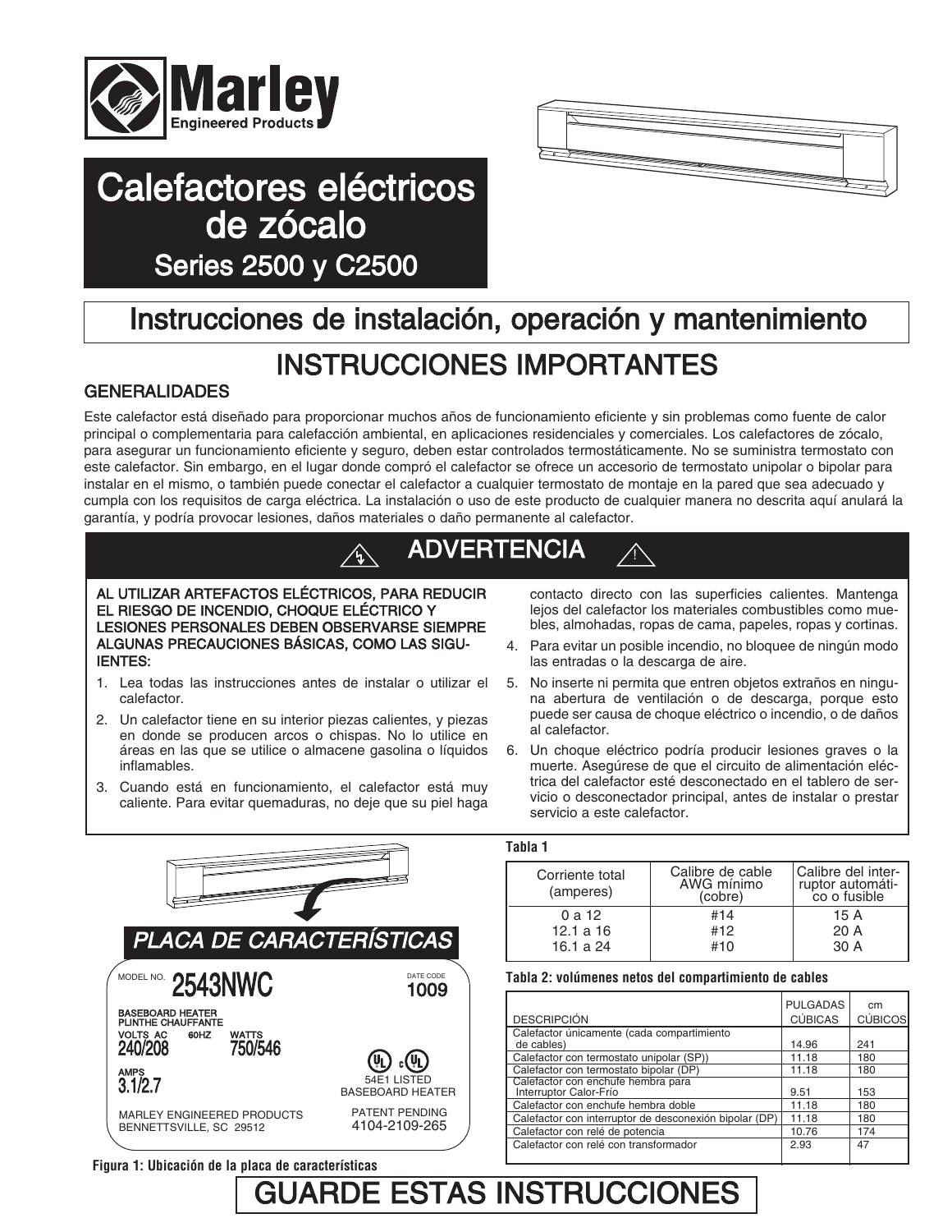Marley Engineered Products

# Calefactores eléctricos de zócalo

## Series 2500 y C2500

# Instrucciones de instalación, operación y mantenimiento

# INSTRUCCIONES IMPORTANTES

### GENERALIDADES

Este calefactor está diseñado para proporcionar muchos años de funcionamiento eficiente y sin problemas como fuente de calor principal o complementaria para calefacción ambiental, en aplicaciones residenciales y comerciales. Los calefactores de zócalo, para asegurar un funcionamiento eficiente y seguro, deben estar controlados termostáticamente. No se suministra termostato con este calefactor. Sin embargo, en el lugar donde compró el calefactor se ofrece un accesorio de termostato unipolar o bipolar para instalar en el mismo, o también puede conectar el calefactor a cualquier termostato de montaje en la pared que sea adecuado y cumpla con los requisitos de carga eléctrica. La instalación o uso de este producto de cualquier manera no descrita aquí anulará la garantía, y podría provocar lesiones, daños materiales o daño permanente al calefactor.

## ADVERTENCIA

**AL UTILIZAR ARTEFACTOS ELÉCTRICOS, PARA REDUCIR EL RIESGO DE INCENDIO, CHOQUE ELÉCTRICO Y LESIONES PERSONALES DEBEN OBSERVARSE SIEMPRE ALGUNAS PRECAUCIONES BÁSICAS, COMO LAS SIGUIENTES:**

1. Lea todas las instrucciones antes de instalar o utilizar el calefactor.
2. Un calefactor tiene en su interior piezas calientes, y piezas en donde se producen arcos o chispas. No lo utilice en áreas en las que se utilice o almacene gasolina o líquidos inflamables.
3. Cuando está en funcionamiento, el calefactor está muy caliente. Para evitar quemaduras, no deje que su piel haga contacto directo con las superficies calientes. Mantenga lejos del calefactor los materiales combustibles como muebles, almohadas, ropas de cama, papeles, ropas y cortinas.
4. Para evitar un posible incendio, no bloquee de ningún modo las entradas o la descarga de aire.
5. No inserte ni permita que entren objetos extraños en ninguna abertura de ventilación o de descarga, porque esto puede ser causa de choque eléctrico o incendio, o de daños al calefactor.
6. Un choque eléctrico podría producir lesiones graves o la muerte. Asegúrese de que el circuito de alimentación eléctrica del calefactor esté desconectado en el tablero de servicio o desconectador principal, antes de instalar o prestar servicio a este calefactor.

*PLACA DE CARACTERÍSTICAS*

MODEL NO. **2543NWC** — DATE CODE **1009**

BASEBOARD HEATER
PLINTHE CHAUFFANTE

VOLTS AC 60HZ **240/208** — WATTS **750/546**

AMPS **3.1/2.7**

54E1 LISTED BASEBOARD HEATER

MARLEY ENGINEERED PRODUCTS
BENNETTSVILLE, SC 29512

PATENT PENDING
4104-2109-265

**Figura 1: Ubicación de la placa de características**

**Tabla 1**

| Corriente total (amperes) | Calibre de cable AWG mínimo (cobre) | Calibre del interruptor automático o fusible |
|---|---|---|
| 0 a 12 | #14 | 15 A |
| 12.1 a 16 | #12 | 20 A |
| 16.1 a 24 | #10 | 30 A |

**Tabla 2: volúmenes netos del compartimiento de cables**

| DESCRIPCIÓN | PULGADAS CÚBICAS | cm CÚBICOS |
|---|---|---|
| Calefactor únicamente (cada compartimiento de cables) | 14.96 | 241 |
| Calefactor con termostato unipolar (SP)) | 11.18 | 180 |
| Calefactor con termostato bipolar (DP) | 11.18 | 180 |
| Calefactor con enchufe hembra para Interruptor Calor-Frío | 9.51 | 153 |
| Calefactor con enchufe hembra doble | 11.18 | 180 |
| Calefactor con interruptor de desconexión bipolar (DP) | 11.18 | 180 |
| Calefactor con relé de potencia | 10.76 | 174 |
| Calefactor con relé con transformador | 2.93 | 47 |

# GUARDE ESTAS INSTRUCCIONES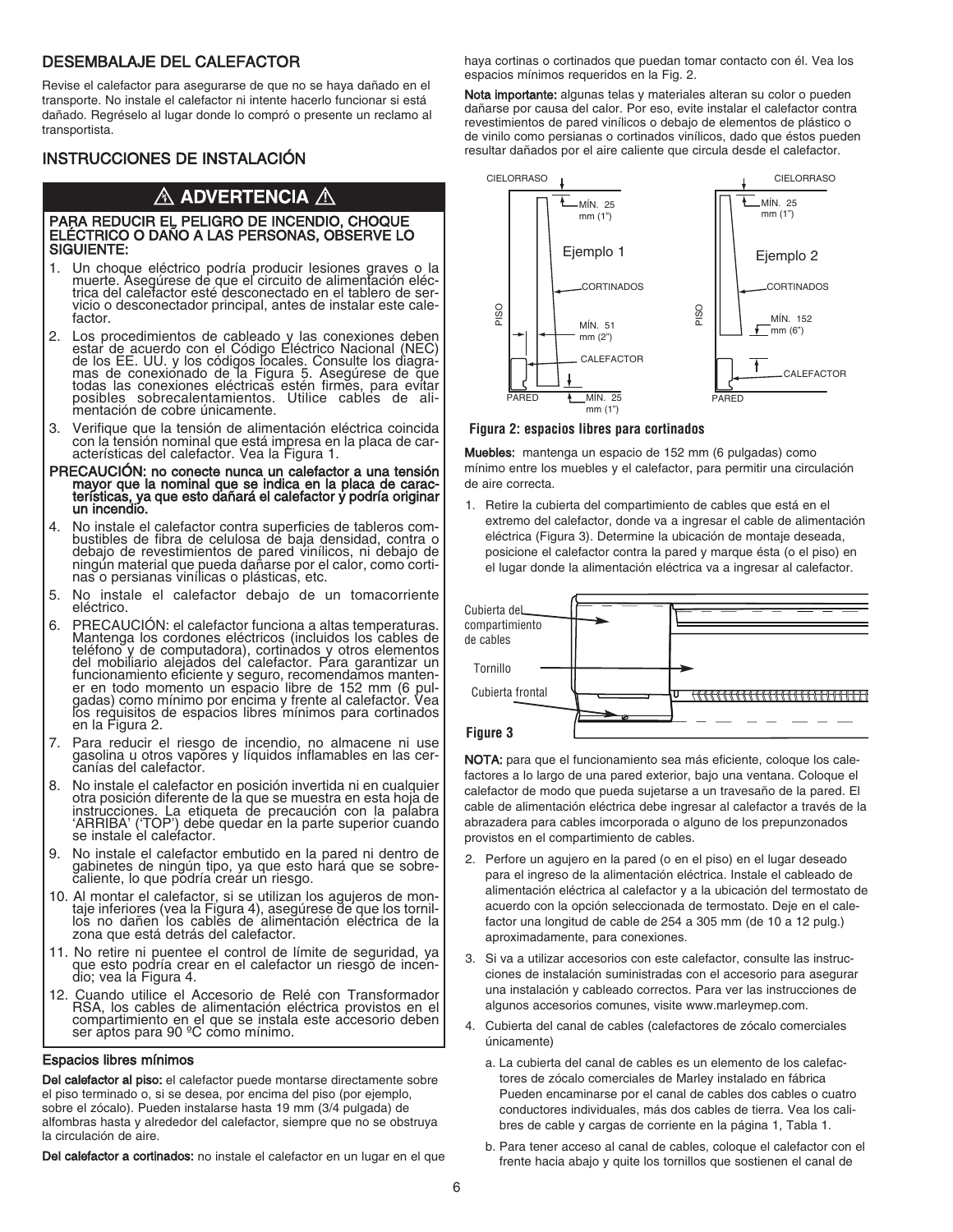## DESEMBALAJE DEL CALEFACTOR

Revise el calefactor para asegurarse de que no se haya dañado en el transporte. No instale el calefactor ni intente hacerlo funcionar si está dañado. Regréselo al lugar donde lo compró o presente un reclamo al transportista.

## INSTRUCCIONES DE INSTALACIÓN

### ⚠ ADVERTENCIA ⚠

**PARA REDUCIR EL PELIGRO DE INCENDIO, CHOQUE ELÉCTRICO O DAÑO A LAS PERSONAS, OBSERVE LO SIGUIENTE:**

1. Un choque eléctrico podría producir lesiones graves o la muerte. Asegúrese de que el circuito de alimentación eléctrica del calefactor esté desconectado en el tablero de servicio o desconectador principal, antes de instalar este calefactor.
2. Los procedimientos de cableado y las conexiones deben estar de acuerdo con el Código Eléctrico Nacional (NEC) de los EE. UU. y los códigos locales. Consulte los diagramas de conexionado de la Figura 5. Asegúrese de que todas las conexiones eléctricas estén firmes, para evitar posibles sobrecalentamientos. Utilice cables de alimentación de cobre únicamente.
3. Verifique que la tensión de alimentación eléctrica coincida con la tensión nominal que está impresa en la placa de características del calefactor. Vea la Figura 1.

**PRECAUCIÓN: no conecte nunca un calefactor a una tensión mayor que la nominal que se indica en la placa de características, ya que esto dañará el calefactor y podría originar un incendio.**

4. No instale el calefactor contra superficies de tableros combustibles de fibra de celulosa de baja densidad, contra o debajo de revestimientos de pared vinílicos, ni debajo de ningún material que pueda dañarse por el calor, como cortinas o persianas vinílicas o plásticas, etc.
5. No instale el calefactor debajo de un tomacorriente eléctrico.
6. PRECAUCIÓN: el calefactor funciona a altas temperaturas. Mantenga los cordones eléctricos (incluidos los cables de teléfono y de computadora), cortinados y otros elementos del mobiliario alejados del calefactor. Para garantizar un funcionamiento eficiente y seguro, recomendamos mantener en todo momento un espacio libre de 152 mm (6 pulgadas) como mínimo por encima y frente al calefactor. Vea los requisitos de espacios libres mínimos para cortinados en la Figura 2.
7. Para reducir el riesgo de incendio, no almacene ni use gasolina u otros vapores y líquidos inflamables en las cercanías del calefactor.
8. No instale el calefactor en posición invertida ni en cualquier otra posición diferente de la que se muestra en esta hoja de instrucciones. La etiqueta de precaución con la palabra 'ARRIBA' ('TOP') debe quedar en la parte superior cuando se instale el calefactor.
9. No instale el calefactor embutido en la pared ni dentro de gabinetes de ningún tipo, ya que esto hará que se sobrecaliente, lo que podría crear un riesgo.
10. Al montar el calefactor, si se utilizan los agujeros de montaje inferiores (vea la Figura 4), asegúrese de que los tornillos no dañen los cables de alimentación eléctrica de la zona que está detrás del calefactor.
11. No retire ni puentee el control de límite de seguridad, ya que esto podría crear en el calefactor un riesgo de incendio; vea la Figura 4.
12. Cuando utilice el Accesorio de Relé con Transformador RSA, los cables de alimentación eléctrica provistos en el compartimiento en el que se instala este accesorio deben ser aptos para 90 ºC como mínimo.

### Espacios libres mínimos

**Del calefactor al piso:** el calefactor puede montarse directamente sobre el piso terminado o, si se desea, por encima del piso (por ejemplo, sobre el zócalo). Pueden instalarse hasta 19 mm (3/4 pulgada) de alfombras hasta y alrededor del calefactor, siempre que no se obstruya la circulación de aire.

**Del calefactor a cortinados:** no instale el calefactor en un lugar en el que haya cortinas o cortinados que puedan tomar contacto con él. Vea los espacios mínimos requeridos en la Fig. 2.

**Nota importante:** algunas telas y materiales alteran su color o pueden dañarse por causa del calor. Por eso, evite instalar el calefactor contra revestimientos de pared vinílicos o debajo de elementos de plástico o de vinilo como persianas o cortinados vinílicos, dado que éstos pueden resultar dañados por el aire caliente que circula desde el calefactor.

CIELORRASO — MÍN. 25 mm (1") — Ejemplo 1 — CORTINADOS — PISO — MÍN. 51 mm (2") — CALEFACTOR — PARED — MÍN. 25 mm (1")

CIELORRASO — MÍN. 25 mm (1") — Ejemplo 2 — CORTINADOS — PISO — MÍN. 152 mm (6") — CALEFACTOR — PARED

**Figura 2: espacios libres para cortinados**

**Muebles:** mantenga un espacio de 152 mm (6 pulgadas) como mínimo entre los muebles y el calefactor, para permitir una circulación de aire correcta.

1. Retire la cubierta del compartimiento de cables que está en el extremo del calefactor, donde va a ingresar el cable de alimentación eléctrica (Figura 3). Determine la ubicación de montaje deseada, posicione el calefactor contra la pared y marque ésta (o el piso) en el lugar donde la alimentación eléctrica va a ingresar al calefactor.

Cubierta del compartimiento de cables — Tornillo — Cubierta frontal

**Figure 3**

**NOTA:** para que el funcionamiento sea más eficiente, coloque los calefactores a lo largo de una pared exterior, bajo una ventana. Coloque el calefactor de modo que pueda sujetarse a un travesaño de la pared. El cable de alimentación eléctrica debe ingresar al calefactor a través de la abrazadera para cables imcorporada o alguno de los prepunzonados provistos en el compartimiento de cables.

2. Perfore un agujero en la pared (o en el piso) en el lugar deseado para el ingreso de la alimentación eléctrica. Instale el cableado de alimentación eléctrica al calefactor y a la ubicación del termostato de acuerdo con la opción seleccionada de termostato. Deje en el calefactor una longitud de cable de 254 a 305 mm (de 10 a 12 pulg.) aproximadamente, para conexiones.
3. Si va a utilizar accesorios con este calefactor, consulte las instrucciones de instalación suministradas con el accesorio para asegurar una instalación y cableado correctos. Para ver las instrucciones de algunos accesorios comunes, visite www.marleymep.com.
4. Cubierta del canal de cables (calefactores de zócalo comerciales únicamente)
   a. La cubierta del canal de cables es un elemento de los calefactores de zócalo comerciales de Marley instalado en fábrica Pueden encaminarse por el canal de cables dos cables o cuatro conductores individuales, más dos cables de tierra. Vea los calibres de cable y cargas de corriente en la página 1, Tabla 1.
   b. Para tener acceso al canal de cables, coloque el calefactor con el frente hacia abajo y quite los tornillos que sostienen el canal de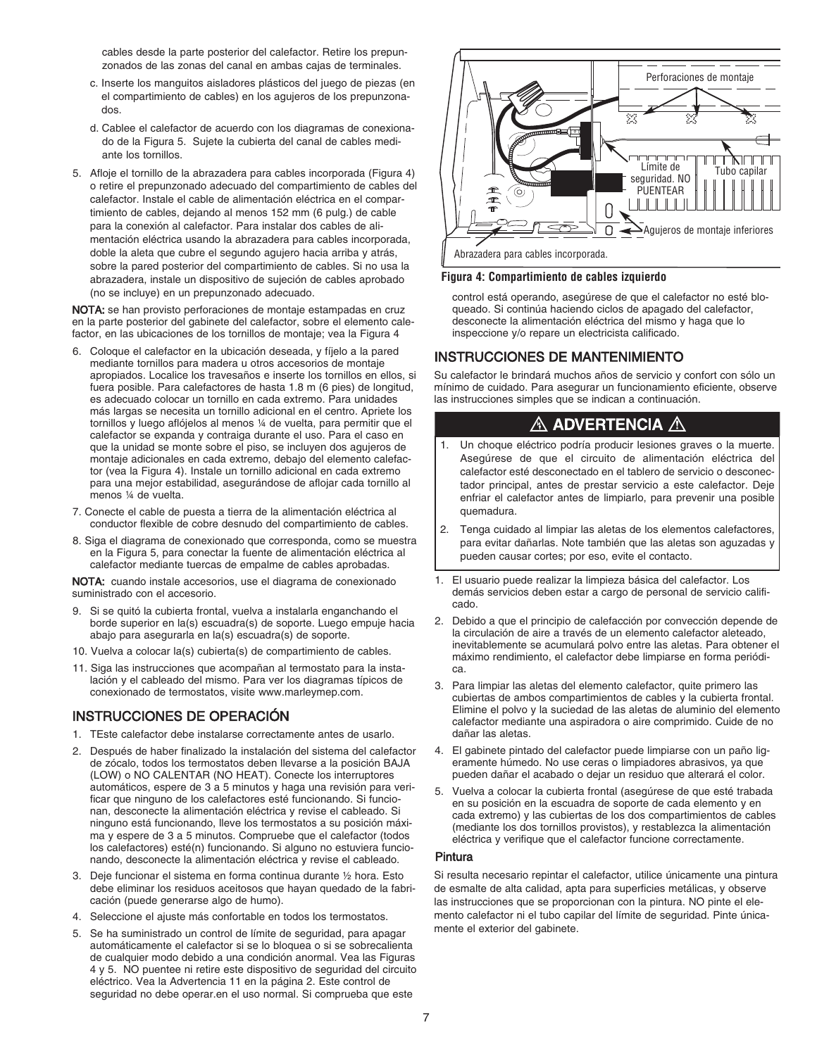cables desde la parte posterior del calefactor. Retire los prepunzonados de las zonas del canal en ambas cajas de terminales.

c. Inserte los manguitos aisladores plásticos del juego de piezas (en el compartimiento de cables) en los agujeros de los prepunzonados.

d. Cablee el calefactor de acuerdo con los diagramas de conexionado de la Figura 5. Sujete la cubierta del canal de cables mediante los tornillos.

5. Afloje el tornillo de la abrazadera para cables incorporada (Figura 4) o retire el prepunzonado adecuado del compartimiento de cables del calefactor. Instale el cable de alimentación eléctrica en el compartimiento de cables, dejando al menos 152 mm (6 pulg.) de cable para la conexión al calefactor. Para instalar dos cables de alimentación eléctrica usando la abrazadera para cables incorporada, doble la aleta que cubre el segundo agujero hacia arriba y atrás, sobre la pared posterior del compartimiento de cables. Si no usa la abrazadera, instale un dispositivo de sujeción de cables aprobado (no se incluye) en un prepunzonado adecuado.

**NOTA:** se han provisto perforaciones de montaje estampadas en cruz en la parte posterior del gabinete del calefactor, sobre el elemento calefactor, en las ubicaciones de los tornillos de montaje; vea la Figura 4

6. Coloque el calefactor en la ubicación deseada, y fíjelo a la pared mediante tornillos para madera u otros accesorios de montaje apropiados. Localice los travesaños e inserte los tornillos en ellos, si fuera posible. Para calefactores de hasta 1.8 m (6 pies) de longitud, es adecuado colocar un tornillo en cada extremo. Para unidades más largas se necesita un tornillo adicional en el centro. Apriete los tornillos y luego aflójelos al menos ¼ de vuelta, para permitir que el calefactor se expanda y contraiga durante el uso. Para el caso en que la unidad se monte sobre el piso, se incluyen dos agujeros de montaje adicionales en cada extremo, debajo del elemento calefactor (vea la Figura 4). Instale un tornillo adicional en cada extremo para una mejor estabilidad, asegurándose de aflojar cada tornillo al menos ¼ de vuelta.

7. Conecte el cable de puesta a tierra de la alimentación eléctrica al conductor flexible de cobre desnudo del compartimiento de cables.

8. Siga el diagrama de conexionado que corresponda, como se muestra en la Figura 5, para conectar la fuente de alimentación eléctrica al calefactor mediante tuercas de empalme de cables aprobadas.

**NOTA:** cuando instale accesorios, use el diagrama de conexionado suministrado con el accesorio.

9. Si se quitó la cubierta frontal, vuelva a instalarla enganchando el borde superior en la(s) escuadra(s) de soporte. Luego empuje hacia abajo para asegurarla en la(s) escuadra(s) de soporte.

10. Vuelva a colocar la(s) cubierta(s) de compartimiento de cables.

11. Siga las instrucciones que acompañan al termostato para la instalación y el cableado del mismo. Para ver los diagramas típicos de conexionado de termostatos, visite www.marleymep.com.

## INSTRUCCIONES DE OPERACIÓN

1. TEste calefactor debe instalarse correctamente antes de usarlo.
2. Después de haber finalizado la instalación del sistema del calefactor de zócalo, todos los termostatos deben llevarse a la posición BAJA (LOW) o NO CALENTAR (NO HEAT). Conecte los interruptores automáticos, espere de 3 a 5 minutos y haga una revisión para verificar que ninguno de los calefactores esté funcionando. Si funcionan, desconecte la alimentación eléctrica y revise el cableado. Si ninguno está funcionando, lleve los termostatos a su posición máxima y espere de 3 a 5 minutos. Compruebe que el calefactor (todos los calefactores) esté(n) funcionando. Si alguno no estuviera funcionando, desconecte la alimentación eléctrica y revise el cableado.
3. Deje funcionar el sistema en forma continua durante ½ hora. Esto debe eliminar los residuos aceitosos que hayan quedado de la fabricación (puede generarse algo de humo).
4. Seleccione el ajuste más confortable en todos los termostatos.
5. Se ha suministrado un control de límite de seguridad, para apagar automáticamente el calefactor si se lo bloquea o si se sobrecalienta de cualquier modo debido a una condición anormal. Vea las Figuras 4 y 5. NO puentee ni retire este dispositivo de seguridad del circuito eléctrico. Vea la Advertencia 11 en la página 2. Este control de seguridad no debe operar.en el uso normal. Si comprueba que este control está operando, asegúrese de que el calefactor no esté bloqueado. Si continúa haciendo ciclos de apagado del calefactor, desconecte la alimentación eléctrica del mismo y haga que lo inspeccione y/o repare un electricista calificado.

Perforaciones de montaje

Límite de seguridad. NO PUENTEAR

Tubo capilar

Agujeros de montaje inferiores

Abrazadera para cables incorporada.

**Figura 4: Compartimiento de cables izquierdo**

## INSTRUCCIONES DE MANTENIMIENTO

Su calefactor le brindará muchos años de servicio y confort con sólo un mínimo de cuidado. Para asegurar un funcionamiento eficiente, observe las instrucciones simples que se indican a continuación.

### ⚠ ADVERTENCIA ⚠

1. Un choque eléctrico podría producir lesiones graves o la muerte. Asegúrese de que el circuito de alimentación eléctrica del calefactor esté desconectado en el tablero de servicio o desconectador principal, antes de prestar servicio a este calefactor. Deje enfriar el calefactor antes de limpiarlo, para prevenir una posible quemadura.
2. Tenga cuidado al limpiar las aletas de los elementos calefactores, para evitar dañarlas. Note también que las aletas son aguzadas y pueden causar cortes; por eso, evite el contacto.

1. El usuario puede realizar la limpieza básica del calefactor. Los demás servicios deben estar a cargo de personal de servicio calificado.
2. Debido a que el principio de calefacción por convección depende de la circulación de aire a través de un elemento calefactor aleteado, inevitablemente se acumulará polvo entre las aletas. Para obtener el máximo rendimiento, el calefactor debe limpiarse en forma periódica.
3. Para limpiar las aletas del elemento calefactor, quite primero las cubiertas de ambos compartimientos de cables y la cubierta frontal. Elimine el polvo y la suciedad de las aletas de aluminio del elemento calefactor mediante una aspiradora o aire comprimido. Cuide de no dañar las aletas.
4. El gabinete pintado del calefactor puede limpiarse con un paño ligeramente húmedo. No use ceras o limpiadores abrasivos, ya que pueden dañar el acabado o dejar un residuo que alterará el color.
5. Vuelva a colocar la cubierta frontal (asegúrese de que esté trabada en su posición en la escuadra de soporte de cada elemento y en cada extremo) y las cubiertas de los dos compartimientos de cables (mediante los dos tornillos provistos), y restablezca la alimentación eléctrica y verifique que el calefactor funcione correctamente.

### Pintura

Si resulta necesario repintar el calefactor, utilice únicamente una pintura de esmalte de alta calidad, apta para superficies metálicas, y observe las instrucciones que se proporcionan con la pintura. NO pinte el elemento calefactor ni el tubo capilar del límite de seguridad. Pinte únicamente el exterior del gabinete.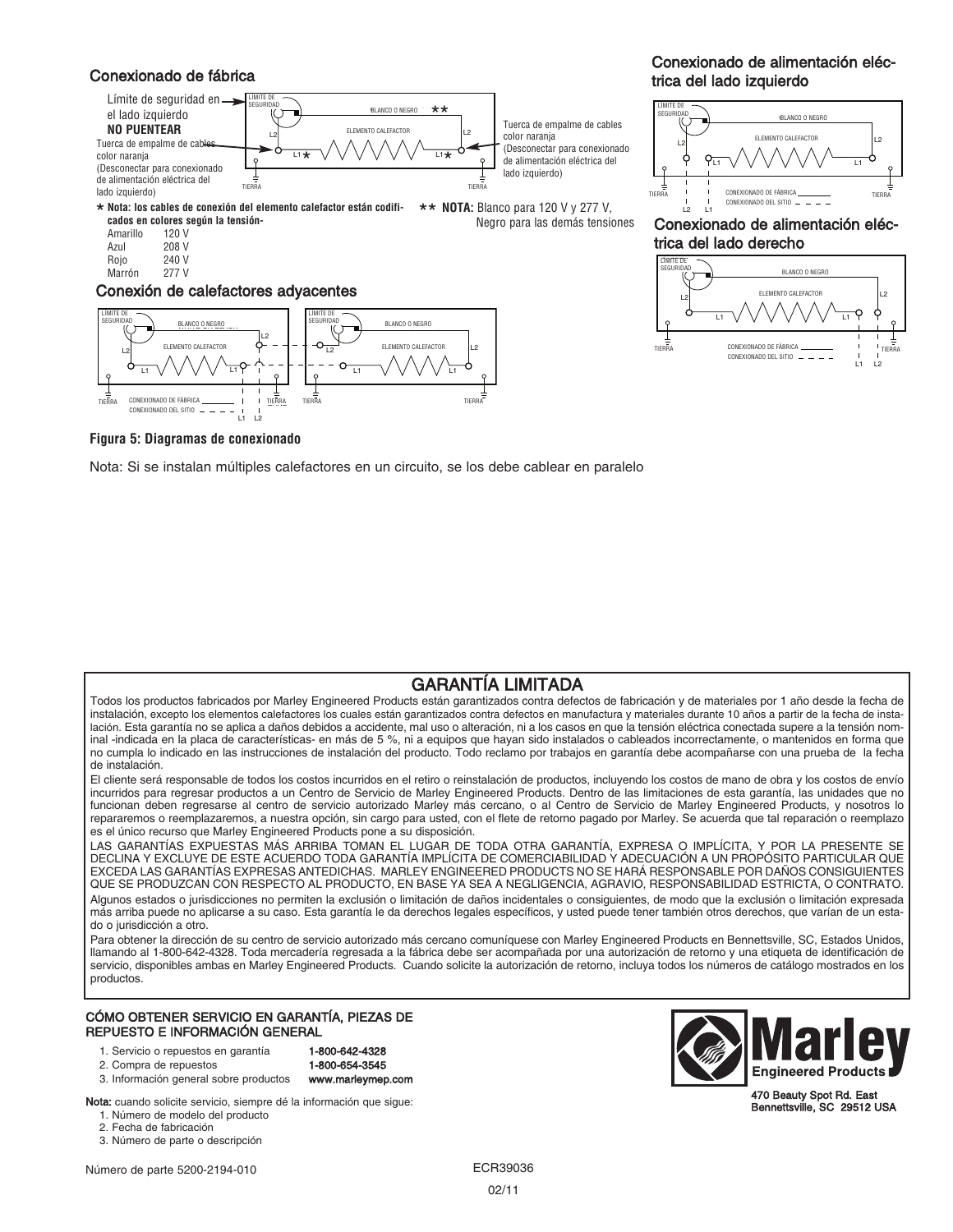## Conexionado de fábrica

Límite de seguridad en el lado izquierdo
**NO PUENTEAR**

Tuerca de empalme de cables color naranja (Desconectar para conexionado de alimentación eléctrica del lado izquierdo)

Tuerca de empalme de cables color naranja (Desconectar para conexionado de alimentación eléctrica del lado izquierdo)

LÍMITE DE SEGURIDAD — BLANCO O NEGRO ** — ELEMENTO CALEFACTOR — L2 — L1 * — TIERRA

\* **Nota: los cables de conexión del elemento calefactor están codificados en colores según la tensión-**

| | |
|---|---|
| Amarillo | 120 V |
| Azul | 208 V |
| Rojo | 240 V |
| Marrón | 277 V |

** **NOTA:** Blanco para 120 V y 277 V, Negro para las demás tensiones

## Conexión de calefactores adyacentes

LÍMITE DE SEGURIDAD — BLANCO O NEGRO — ELEMENTO CALEFACTOR — L1 — L2 — TIERRA — CONEXIONADO DE FÁBRICA — CONEXIONADO DEL SITIO

## Conexionado de alimentación eléctrica del lado izquierdo

LÍMITE DE SEGURIDAD — BLANCO O NEGRO — ELEMENTO CALEFACTOR — L1 — L2 — TIERRA — CONEXIONADO DE FÁBRICA — CONEXIONADO DEL SITIO

## Conexionado de alimentación eléctrica del lado derecho

LÍMITE DE SEGURIDAD — BLANCO O NEGRO — ELEMENTO CALEFACTOR — L1 — L2 — TIERRA — CONEXIONADO DE FÁBRICA — CONEXIONADO DEL SITIO

**Figura 5: Diagramas de conexionado**

Nota: Si se instalan múltiples calefactores en un circuito, se los debe cablear en paralelo

## GARANTÍA LIMITADA

Todos los productos fabricados por Marley Engineered Products están garantizados contra defectos de fabricación y de materiales por 1 año desde la fecha de instalación, excepto los elementos calefactores los cuales están garantizados contra defectos en manufactura y materiales durante 10 años a partir de la fecha de instalación. Esta garantía no se aplica a daños debidos a accidente, mal uso o alteración, ni a los casos en que la tensión eléctrica conectada supere a la tensión nominal -indicada en la placa de características- en más de 5 %, ni a equipos que hayan sido instalados o cableados incorrectamente, o mantenidos en forma que no cumpla lo indicado en las instrucciones de instalación del producto. Todo reclamo por trabajos en garantía debe acompañarse con una prueba de la fecha de instalación.

El cliente será responsable de todos los costos incurridos en el retiro o reinstalación de productos, incluyendo los costos de mano de obra y los costos de envío incurridos para regresar productos a un Centro de Servicio de Marley Engineered Products. Dentro de las limitaciones de esta garantía, las unidades que no funcionan deben regresarse al centro de servicio autorizado Marley más cercano, o al Centro de Servicio de Marley Engineered Products, y nosotros lo repararemos o reemplazaremos, a nuestra opción, sin cargo para usted, con el flete de retorno pagado por Marley. Se acuerda que tal reparación o reemplazo es el único recurso que Marley Engineered Products pone a su disposición.

LAS GARANTÍAS EXPUESTAS MÁS ARRIBA TOMAN EL LUGAR DE TODA OTRA GARANTÍA, EXPRESA O IMPLÍCITA, Y POR LA PRESENTE SE DECLINA Y EXCLUYE DE ESTE ACUERDO TODA GARANTÍA IMPLÍCITA DE COMERCIABILIDAD Y ADECUACIÓN A UN PROPÓSITO PARTICULAR QUE EXCEDA LAS GARANTÍAS EXPRESAS ANTEDICHAS. MARLEY ENGINEERED PRODUCTS NO SE HARÁ RESPONSABLE POR DAÑOS CONSIGUIENTES QUE SE PRODUZCAN CON RESPECTO AL PRODUCTO, EN BASE YA SEA A NEGLIGENCIA, AGRAVIO, RESPONSABILIDAD ESTRICTA, O CONTRATO.

Algunos estados o jurisdicciones no permiten la exclusión o limitación de daños incidentales o consiguientes, de modo que la exclusión o limitación expresada más arriba puede no aplicarse a su caso. Esta garantía le da derechos legales específicos, y usted puede tener también otros derechos, que varían de un estado o jurisdicción a otro.

Para obtener la dirección de su centro de servicio autorizado más cercano comuníquese con Marley Engineered Products en Bennettsville, SC, Estados Unidos, llamando al 1-800-642-4328. Toda mercadería regresada a la fábrica debe ser acompañada por una autorización de retorno y una etiqueta de identificación de servicio, disponibles ambas en Marley Engineered Products. Cuando solicite la autorización de retorno, incluya todos los números de catálogo mostrados en los productos.

### CÓMO OBTENER SERVICIO EN GARANTÍA, PIEZAS DE REPUESTO E INFORMACIÓN GENERAL

1. Servicio o repuestos en garantía — **1-800-642-4328**
2. Compra de repuestos — **1-800-654-3545**
3. Información general sobre productos — **www.marleymep.com**

**Nota:** cuando solicite servicio, siempre dé la información que sigue:
1. Número de modelo del producto
2. Fecha de fabricación
3. Número de parte o descripción

Marley Engineered Products
470 Beauty Spot Rd. East
Bennettsville, SC 29512 USA

Número de parte 5200-2194-010

ECR39036

02/11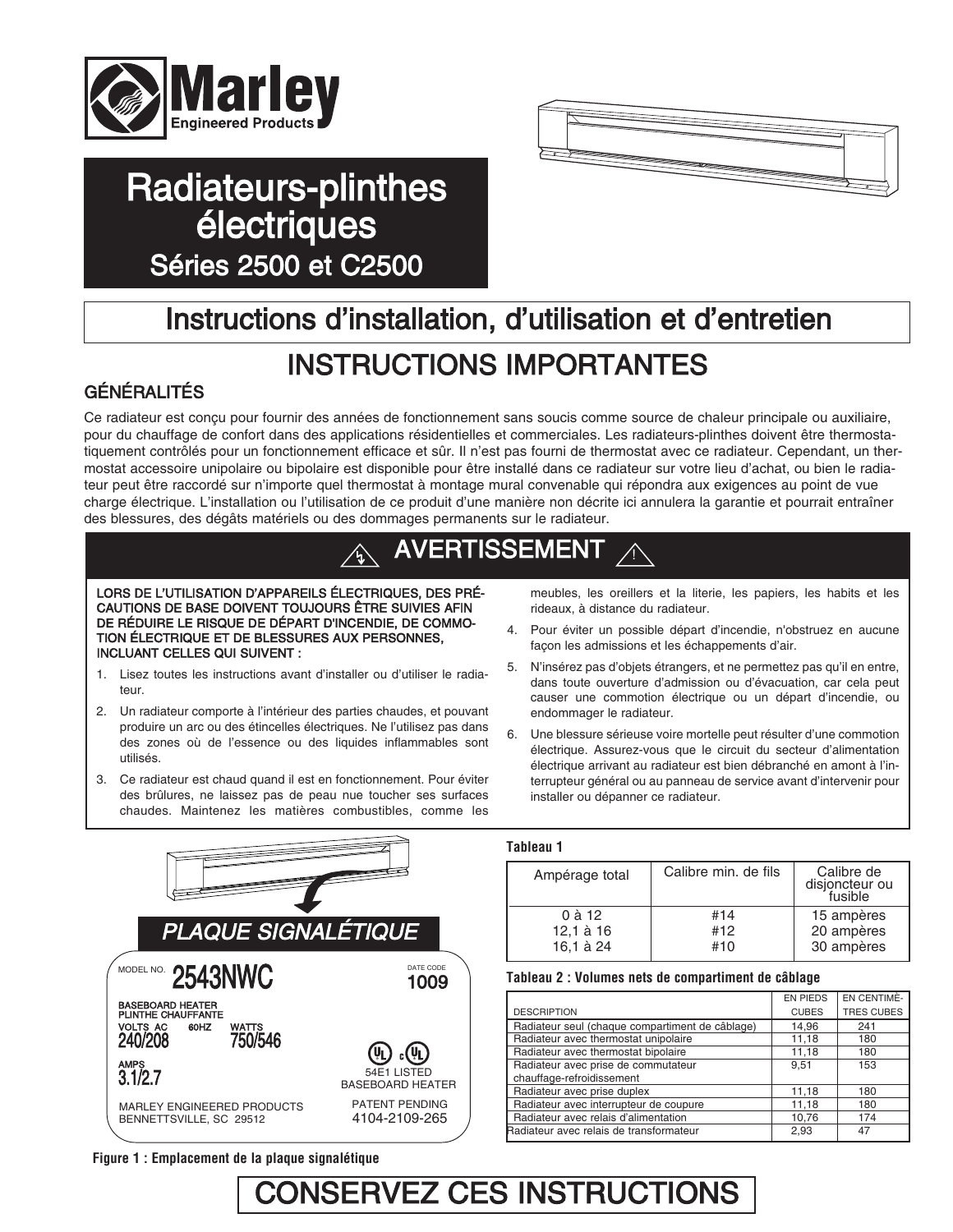# Radiateurs-plinthes électriques

## Séries 2500 et C2500

## Instructions d'installation, d'utilisation et d'entretien

# INSTRUCTIONS IMPORTANTES

### GÉNÉRALITÉS

Ce radiateur est conçu pour fournir des années de fonctionnement sans soucis comme source de chaleur principale ou auxiliaire, pour du chauffage de confort dans des applications résidentielles et commerciales. Les radiateurs-plinthes doivent être thermostatiquement contrôlés pour un fonctionnement efficace et sûr. Il n'est pas fourni de thermostat avec ce radiateur. Cependant, un thermostat accessoire unipolaire ou bipolaire est disponible pour être installé dans ce radiateur sur votre lieu d'achat, ou bien le radiateur peut être raccordé sur n'importe quel thermostat à montage mural convenable qui répondra aux exigences au point de vue charge électrique. L'installation ou l'utilisation de ce produit d'une manière non décrite ici annulera la garantie et pourrait entraîner des blessures, des dégâts matériels ou des dommages permanents sur le radiateur.

## AVERTISSEMENT

**LORS DE L'UTILISATION D'APPAREILS ÉLECTRIQUES, DES PRÉCAUTIONS DE BASE DOIVENT TOUJOURS ÊTRE SUIVIES AFIN DE RÉDUIRE LE RISQUE DE DÉPART D'INCENDIE, DE COMMOTION ÉLECTRIQUE ET DE BLESSURES AUX PERSONNES, INCLUANT CELLES QUI SUIVENT :**

1. Lisez toutes les instructions avant d'installer ou d'utiliser le radiateur.
2. Un radiateur comporte à l'intérieur des parties chaudes, et pouvant produire un arc ou des étincelles électriques. Ne l'utilisez pas dans des zones où de l'essence ou des liquides inflammables sont utilisés.
3. Ce radiateur est chaud quand il est en fonctionnement. Pour éviter des brûlures, ne laissez pas de peau nue toucher ses surfaces chaudes. Maintenez les matières combustibles, comme les meubles, les oreillers et la literie, les papiers, les habits et les rideaux, à distance du radiateur.
4. Pour éviter un possible départ d'incendie, n'obstruez en aucune façon les admissions et les échappements d'air.
5. N'insérez pas d'objets étrangers, et ne permettez pas qu'il en entre, dans toute ouverture d'admission ou d'évacuation, car cela peut causer une commotion électrique ou un départ d'incendie, ou endommager le radiateur.
6. Une blessure sérieuse voire mortelle peut résulter d'une commotion électrique. Assurez-vous que le circuit du secteur d'alimentation électrique arrivant au radiateur est bien débranché en amont à l'interrupteur général ou au panneau de service avant d'intervenir pour installer ou dépanner ce radiateur.

*PLAQUE SIGNALÉTIQUE*

MODEL NO. **2543NWC** DATE CODE **1009**

BASEBOARD HEATER
PLINTHE CHAUFFANTE

VOLTS AC 60HZ WATTS
**240/208** **750/546**

AMPS
**3.1/2.7**

54E1 LISTED
BASEBOARD HEATER

MARLEY ENGINEERED PRODUCTS
BENNETTSVILLE, SC 29512

PATENT PENDING
4104-2109-265

**Figure 1 : Emplacement de la plaque signalétique**

**Tableau 1**

| Ampérage total | Calibre min. de fils | Calibre de disjoncteur ou fusible |
|---|---|---|
| 0 à 12 | #14 | 15 ampères |
| 12,1 à 16 | #12 | 20 ampères |
| 16,1 à 24 | #10 | 30 ampères |

**Tableau 2 : Volumes nets de compartiment de câblage**

| DESCRIPTION | EN PIEDS CUBES | EN CENTIMÈTRES CUBES |
|---|---|---|
| Radiateur seul (chaque compartiment de câblage) | 14,96 | 241 |
| Radiateur avec thermostat unipolaire | 11,18 | 180 |
| Radiateur avec thermostat bipolaire | 11,18 | 180 |
| Radiateur avec prise de commutateur chauffage-refroidissement | 9,51 | 153 |
| Radiateur avec prise duplex | 11,18 | 180 |
| Radiateur avec interrupteur de coupure | 11,18 | 180 |
| Radiateur avec relais d'alimentation | 10,76 | 174 |
| Radiateur avec relais de transformateur | 2,93 | 47 |

# CONSERVEZ CES INSTRUCTIONS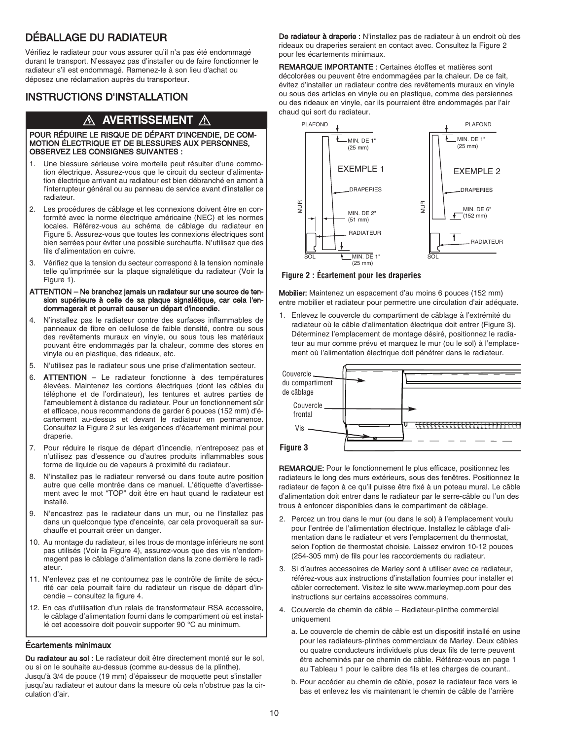## DÉBALLAGE DU RADIATEUR

Vérifiez le radiateur pour vous assurer qu'il n'a pas été endommagé durant le transport. N'essayez pas d'installer ou de faire fonctionner le radiateur s'il est endommagé. Ramenez-le à son lieu d'achat ou déposez une réclamation auprès du transporteur.

## INSTRUCTIONS D'INSTALLATION

### ⚠ AVERTISSEMENT ⚠

**POUR RÉDUIRE LE RISQUE DE DÉPART D'INCENDIE, DE COMMOTION ÉLECTRIQUE ET DE BLESSURES AUX PERSONNES, OBSERVEZ LES CONSIGNES SUIVANTES :**

1. Une blessure sérieuse voire mortelle peut résulter d'une commotion électrique. Assurez-vous que le circuit du secteur d'alimentation électrique arrivant au radiateur est bien débranché en amont à l'interrupteur général ou au panneau de service avant d'installer ce radiateur.
2. Les procédures de câblage et les connexions doivent être en conformité avec la norme électrique américaine (NEC) et les normes locales. Référez-vous au schéma de câblage du radiateur en Figure 5. Assurez-vous que toutes les connexions électriques sont bien serrées pour éviter une possible surchauffe. N'utilisez que des fils d'alimentation en cuivre.
3. Vérifiez que la tension du secteur correspond à la tension nominale telle qu'imprimée sur la plaque signalétique du radiateur (Voir la Figure 1).

**ATTENTION – Ne branchez jamais un radiateur sur une source de tension supérieure à celle de sa plaque signalétique, car cela l'endommagerait et pourrait causer un départ d'incendie.**

4. N'installez pas le radiateur contre des surfaces inflammables de panneaux de fibre en cellulose de faible densité, contre ou sous des revêtements muraux en vinyle, ou sous tous les matériaux pouvant être endommagés par la chaleur, comme des stores en vinyle ou en plastique, des rideaux, etc.
5. N'utilisez pas le radiateur sous une prise d'alimentation secteur.
6. **ATTENTION** – Le radiateur fonctionne à des températures élevées. Maintenez les cordons électriques (dont les câbles du téléphone et de l'ordinateur), les tentures et autres parties de l'ameublement à distance du radiateur. Pour un fonctionnement sûr et efficace, nous recommandons de garder 6 pouces (152 mm) d'écartement au-dessus et devant le radiateur en permanence. Consultez la Figure 2 sur les exigences d'écartement minimal pour draperie.
7. Pour réduire le risque de départ d'incendie, n'entreposez pas et n'utilisez pas d'essence ou d'autres produits inflammables sous forme de liquide ou de vapeurs à proximité du radiateur.
8. N'installez pas le radiateur renversé ou dans toute autre position autre que celle montrée dans ce manuel. L'étiquette d'avertissement avec le mot "TOP" doit être en haut quand le radiateur est installé.
9. N'encastrez pas le radiateur dans un mur, ou ne l'installez pas dans un quelconque type d'enceinte, car cela provoquerait sa surchauffe et pourrait créer un danger.
10. Au montage du radiateur, si les trous de montage inférieurs ne sont pas utilisés (Voir la Figure 4), assurez-vous que des vis n'endommagent pas le câblage d'alimentation dans la zone derrière le radiateur.
11. N'enlevez pas et ne contournez pas le contrôle de limite de sécurité car cela pourrait faire du radiateur un risque de départ d'incendie – consultez la figure 4.
12. En cas d'utilisation d'un relais de transformateur RSA accessoire, le câblage d'alimentation fourni dans le compartiment où est installé cet accessoire doit pouvoir supporter 90 °C au minimum.

### Écartements minimaux

**Du radiateur au sol :** Le radiateur doit être directement monté sur le sol, ou si on le souhaite au-dessus (comme au-dessus de la plinthe). Jusqu'à 3/4 de pouce (19 mm) d'épaisseur de moquette peut s'installer jusqu'au radiateur et autour dans la mesure où cela n'obstrue pas la circulation d'air.

**De radiateur à draperie :** N'installez pas de radiateur à un endroit où des rideaux ou draperies seraient en contact avec. Consultez la Figure 2 pour les écartements minimaux.

**REMARQUE IMPORTANTE :** Certaines étoffes et matières sont décolorées ou peuvent être endommagées par la chaleur. De ce fait, évitez d'installer un radiateur contre des revêtements muraux en vinyle ou sous des articles en vinyle ou en plastique, comme des persiennes ou des rideaux en vinyle, car ils pourraient être endommagés par l'air chaud qui sort du radiateur.

EXEMPLE 1 : PLAFOND – MIN. DE 1" (25 mm); DRAPERIES; MUR – MIN. DE 2" (51 mm); RADIATEUR; SOL – MIN. DE 1" (25 mm)

EXEMPLE 2 : PLAFOND – MIN. DE 1" (25 mm); DRAPERIES; MUR – MIN. DE 6" (152 mm); RADIATEUR; SOL

**Figure 2 : Écartement pour les draperies**

**Mobilier:** Maintenez un espacement d'au moins 6 pouces (152 mm) entre mobilier et radiateur pour permettre une circulation d'air adéquate.

1. Enlevez le couvercle du compartiment de câblage à l'extrémité du radiateur où le câble d'alimentation électrique doit entrer (Figure 3). Déterminez l'emplacement de montage désiré, positionnez le radiateur au mur comme prévu et marquez le mur (ou le sol) à l'emplacement où l'alimentation électrique doit pénétrer dans le radiateur.

Couvercle du compartiment de câblage; Couvercle frontal; Vis

**Figure 3**

**REMARQUE:** Pour le fonctionnement le plus efficace, positionnez les radiateurs le long des murs extérieurs, sous des fenêtres. Positionnez le radiateur de façon à ce qu'il puisse être fixé à un poteau mural. Le câble d'alimentation doit entrer dans le radiateur par le serre-câble ou l'un des trous à enfoncer disponibles dans le compartiment de câblage.

2. Percez un trou dans le mur (ou dans le sol) à l'emplacement voulu pour l'entrée de l'alimentation électrique. Installez le câblage d'alimentation dans le radiateur et vers l'emplacement du thermostat, selon l'option de thermostat choisie. Laissez environ 10-12 pouces (254-305 mm) de fils pour les raccordements du radiateur.
3. Si d'autres accessoires de Marley sont à utiliser avec ce radiateur, référez-vous aux instructions d'installation fournies pour installer et câbler correctement. Visitez le site www.marleymep.com pour des instructions sur certains accessoires communs.
4. Couvercle de chemin de câble – Radiateur-plinthe commercial uniquement
   a. Le couvercle de chemin de câble est un dispositif installé en usine pour les radiateurs-plinthes commerciaux de Marley. Deux câbles ou quatre conducteurs individuels plus deux fils de terre peuvent être acheminés par ce chemin de câble. Référez-vous en page 1 au Tableau 1 pour le calibre des fils et les charges de courant..
   b. Pour accéder au chemin de câble, posez le radiateur face vers le bas et enlevez les vis maintenant le chemin de câble de l'arrière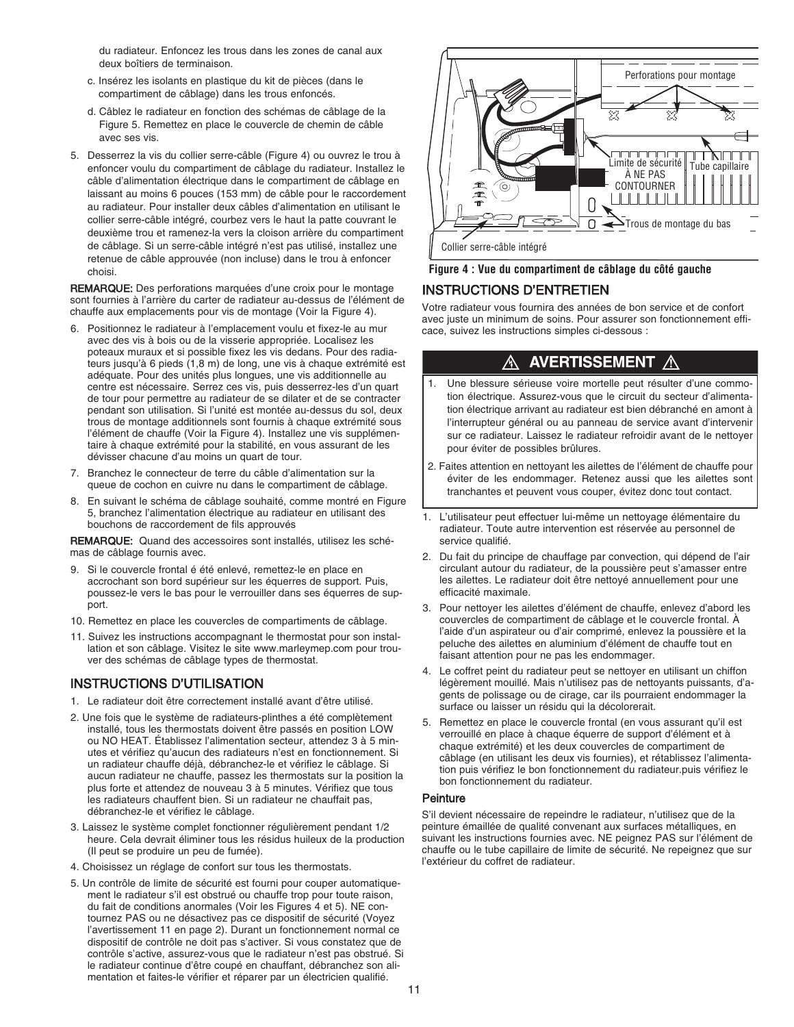du radiateur. Enfoncez les trous dans les zones de canal aux deux boîtiers de terminaison.

c. Insérez les isolants en plastique du kit de pièces (dans le compartiment de câblage) dans les trous enfoncés.

d. Câblez le radiateur en fonction des schémas de câblage de la Figure 5. Remettez en place le couvercle de chemin de câble avec ses vis.

5. Desserrez la vis du collier serre-câble (Figure 4) ou ouvrez le trou à enfoncer voulu du compartiment de câblage du radiateur. Installez le câble d'alimentation électrique dans le compartiment de câblage en laissant au moins 6 pouces (153 mm) de câble pour le raccordement au radiateur. Pour installer deux câbles d'alimentation en utilisant le collier serre-câble intégré, courbez vers le haut la patte couvrant le deuxième trou et ramenez-la vers la cloison arrière du compartiment de câblage. Si un serre-câble intégré n'est pas utilisé, installez une retenue de câble approuvée (non incluse) dans le trou à enfoncer choisi.

**REMARQUE:** Des perforations marquées d'une croix pour le montage sont fournies à l'arrière du carter de radiateur au-dessus de l'élément de chauffe aux emplacements pour vis de montage (Voir la Figure 4).

6. Positionnez le radiateur à l'emplacement voulu et fixez-le au mur avec des vis à bois ou de la visserie appropriée. Localisez les poteaux muraux et si possible fixez les vis dedans. Pour des radiateurs jusqu'à 6 pieds (1,8 m) de long, une vis à chaque extrémité est adéquate. Pour des unités plus longues, une vis additionnelle au centre est nécessaire. Serrez ces vis, puis desserrez-les d'un quart de tour pour permettre au radiateur de se dilater et de se contracter pendant son utilisation. Si l'unité est montée au-dessus du sol, deux trous de montage additionnels sont fournis à chaque extrémité sous l'élément de chauffe (Voir la Figure 4). Installez une vis supplémentaire à chaque extrémité pour la stabilité, en vous assurant de les dévisser chacune d'au moins un quart de tour.

7. Branchez le connecteur de terre du câble d'alimentation sur la queue de cochon en cuivre nu dans le compartiment de câblage.

8. En suivant le schéma de câblage souhaité, comme montré en Figure 5, branchez l'alimentation électrique au radiateur en utilisant des bouchons de raccordement de fils approuvés

**REMARQUE:** Quand des accessoires sont installés, utilisez les schémas de câblage fournis avec.

9. Si le couvercle frontal é été enlevé, remettez-le en place en accrochant son bord supérieur sur les équerres de support. Puis, poussez-le vers le bas pour le verrouiller dans ses équerres de support.

10. Remettez en place les couvercles de compartiments de câblage.

11. Suivez les instructions accompagnant le thermostat pour son installation et son câblage. Visitez le site www.marleymep.com pour trouver des schémas de câblage types de thermostat.

## INSTRUCTIONS D'UTILISATION

1. Le radiateur doit être correctement installé avant d'être utilisé.

2. Une fois que le système de radiateurs-plinthes a été complètement installé, tous les thermostats doivent être passés en position LOW ou NO HEAT. Établissez l'alimentation secteur, attendez 3 à 5 minutes et vérifiez qu'aucun des radiateurs n'est en fonctionnement. Si un radiateur chauffe déjà, débranchez-le et vérifiez le câblage. Si aucun radiateur ne chauffe, passez les thermostats sur la position la plus forte et attendez de nouveau 3 à 5 minutes. Vérifiez que tous les radiateurs chauffent bien. Si un radiateur ne chauffait pas, débranchez-le et vérifiez le câblage.

3. Laissez le système complet fonctionner régulièrement pendant 1/2 heure. Cela devrait éliminer tous les résidus huileux de la production (Il peut se produire un peu de fumée).

4. Choisissez un réglage de confort sur tous les thermostats.

5. Un contrôle de limite de sécurité est fourni pour couper automatiquement le radiateur s'il est obstrué ou chauffe trop pour toute raison, du fait de conditions anormales (Voir les Figures 4 et 5). NE contournez PAS ou ne désactivez pas ce dispositif de sécurité (Voyez l'avertissement 11 en page 2). Durant un fonctionnement normal ce dispositif de contrôle ne doit pas s'activer. Si vous constatez que de contrôle s'active, assurez-vous que le radiateur n'est pas obstrué. Si le radiateur continue d'être coupé en chauffant, débranchez son alimentation et faites-le vérifier et réparer par un électricien qualifié.

Perforations pour montage

Limite de sécurité À NE PAS CONTOURNER

Tube capillaire

Trous de montage du bas

Collier serre-câble intégré

**Figure 4 : Vue du compartiment de câblage du côté gauche**

## INSTRUCTIONS D'ENTRETIEN

Votre radiateur vous fournira des années de bon service et de confort avec juste un minimum de soins. Pour assurer son fonctionnement efficace, suivez les instructions simples ci-dessous :

### ⚠ AVERTISSEMENT ⚠

1. Une blessure sérieuse voire mortelle peut résulter d'une commotion électrique. Assurez-vous que le circuit du secteur d'alimentation électrique arrivant au radiateur est bien débranché en amont à l'interrupteur général ou au panneau de service avant d'intervenir sur ce radiateur. Laissez le radiateur refroidir avant de le nettoyer pour éviter de possibles brûlures.
2. Faites attention en nettoyant les ailettes de l'élément de chauffe pour éviter de les endommager. Retenez aussi que les ailettes sont tranchantes et peuvent vous couper, évitez donc tout contact.

1. L'utilisateur peut effectuer lui-même un nettoyage élémentaire du radiateur. Toute autre intervention est réservée au personnel de service qualifié.

2. Du fait du principe de chauffage par convection, qui dépend de l'air circulant autour du radiateur, de la poussière peut s'amasser entre les ailettes. Le radiateur doit être nettoyé annuellement pour une efficacité maximale.

3. Pour nettoyer les ailettes d'élément de chauffe, enlevez d'abord les couvercles de compartiment de câblage et le couvercle frontal. À l'aide d'un aspirateur ou d'air comprimé, enlevez la poussière et la peluche des ailettes en aluminium d'élément de chauffe tout en faisant attention pour ne pas les endommager.

4. Le coffret peint du radiateur peut se nettoyer en utilisant un chiffon légèrement mouillé. Mais n'utilisez pas de nettoyants puissants, d'agents de polissage ou de cirage, car ils pourraient endommager la surface ou laisser un résidu qui la décolorerait.

5. Remettez en place le couvercle frontal (en vous assurant qu'il est verrouillé en place à chaque équerre de support d'élément et à chaque extrémité) et les deux couvercles de compartiment de câblage (en utilisant les deux vis fournies), et rétablissez l'alimentation puis vérifiez le bon fonctionnement du radiateur.puis vérifiez le bon fonctionnement du radiateur.

### Peinture

S'il devient nécessaire de repeindre le radiateur, n'utilisez que de la peinture émaillée de qualité convenant aux surfaces métalliques, en suivant les instructions fournies avec. NE peignez PAS sur l'élément de chauffe ou le tube capillaire de limite de sécurité. Ne repeignez que sur l'extérieur du coffret de radiateur.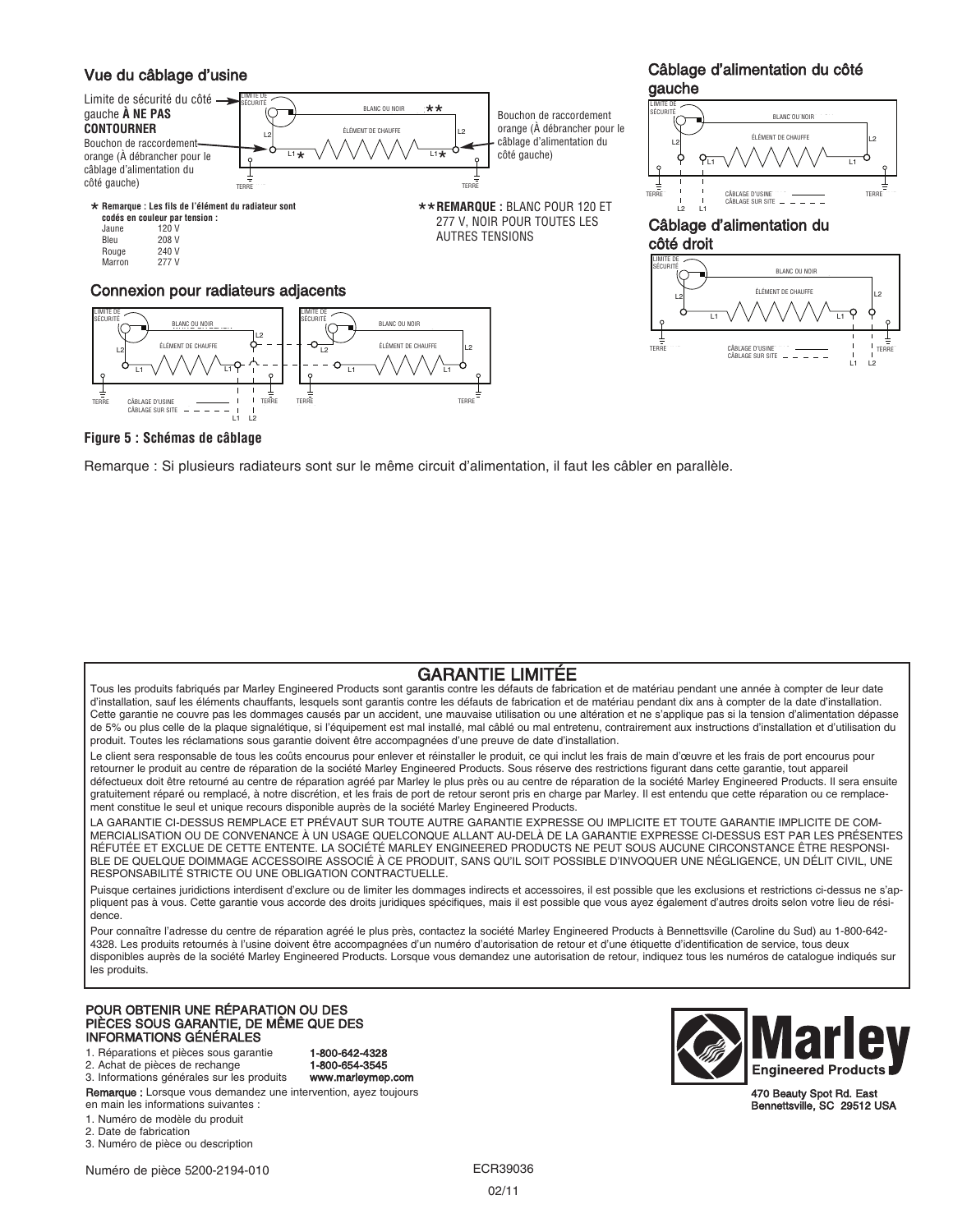## Vue du câblage d'usine

Limite de sécurité du côté gauche **À NE PAS CONTOURNER**

Bouchon de raccordement orange (À débrancher pour le câblage d'alimentation du côté gauche)

Bouchon de raccordement orange (À débrancher pour le câblage d'alimentation du côté gauche)

LIMITE DE SÉCURITÉ

BLANC OU NOIR **

ÉLÉMENT DE CHAUFFE

L2 L2

L1 * L1 *

TERRE TERRE

**\* Remarque : Les fils de l'élément du radiateur sont codés en couleur par tension :**

| | |
|---|---|
| Jaune | 120 V |
| Bleu | 208 V |
| Rouge | 240 V |
| Marron | 277 V |

****REMARQUE :** BLANC POUR 120 ET 277 V, NOIR POUR TOUTES LES AUTRES TENSIONS

## Câblage d'alimentation du côté gauche

LIMITE DE SÉCURITÉ

BLANC OU NOIR

ÉLÉMENT DE CHAUFFE

L2 L2

L1 L1

TERRE TERRE

CÂBLAGE D'USINE

CÂBLAGE SUR SITE

L2 L1

## Câblage d'alimentation du côté droit

LIMITE DE SÉCURITÉ

BLANC OU NOIR

ÉLÉMENT DE CHAUFFE

L2 L2

L1 L1

TERRE TERRE

CÂBLAGE D'USINE

CÂBLAGE SUR SITE

L1 L2

## Connexion pour radiateurs adjacents

LIMITE DE SÉCURITÉ

BLANC OU NOIR

ÉLÉMENT DE CHAUFFE

L2 L2

L1 L1

TERRE TERRE

CÂBLAGE D'USINE

CÂBLAGE SUR SITE

L1 L2

**Figure 5 : Schémas de câblage**

Remarque : Si plusieurs radiateurs sont sur le même circuit d'alimentation, il faut les câbler en parallèle.

## GARANTIE LIMITÉE

Tous les produits fabriqués par Marley Engineered Products sont garantis contre les défauts de fabrication et de matériau pendant une année à compter de leur date d'installation, sauf les éléments chauffants, lesquels sont garantis contre les défauts de fabrication et de matériau pendant dix ans à compter de la date d'installation. Cette garantie ne couvre pas les dommages causés par un accident, une mauvaise utilisation ou une altération et ne s'applique pas si la tension d'alimentation dépasse de 5% ou plus celle de la plaque signalétique, si l'équipement est mal installé, mal câblé ou mal entretenu, contrairement aux instructions d'installation et d'utilisation du produit. Toutes les réclamations sous garantie doivent être accompagnées d'une preuve de date d'installation.

Le client sera responsable de tous les coûts encourus pour enlever et réinstaller le produit, ce qui inclut les frais de main d'œuvre et les frais de port encourus pour retourner le produit au centre de réparation de la société Marley Engineered Products. Sous réserve des restrictions figurant dans cette garantie, tout appareil défectueux doit être retourné au centre de réparation agréé par Marley le plus près ou au centre de réparation de la société Marley Engineered Products. Il sera ensuite gratuitement réparé ou remplacé, à notre discrétion, et les frais de port de retour seront pris en charge par Marley. Il est entendu que cette réparation ou ce remplacement constitue le seul et unique recours disponible auprès de la société Marley Engineered Products.

LA GARANTIE CI-DESSUS REMPLACE ET PRÉVAUT SUR TOUTE AUTRE GARANTIE EXPRESSE OU IMPLICITE ET TOUTE GARANTIE IMPLICITE DE COMMERCIALISATION OU DE CONVENANCE À UN USAGE QUELCONQUE ALLANT AU-DELÀ DE LA GARANTIE EXPRESSE CI-DESSUS EST PAR LES PRÉSENTES RÉFUTÉE ET EXCLUE DE CETTE ENTENTE. LA SOCIÉTÉ MARLEY ENGINEERED PRODUCTS NE PEUT SOUS AUCUNE CIRCONSTANCE ÊTRE RESPONSIBLE DE QUELQUE DOIMMAGE ACCESSOIRE ASSOCIÉ À CE PRODUIT, SANS QU'IL SOIT POSSIBLE D'INVOQUER UNE NÉGLIGENCE, UN DÉLIT CIVIL, UNE RESPONSABILITÉ STRICTE OU UNE OBLIGATION CONTRACTUELLE.

Puisque certaines juridictions interdisent d'exclure ou de limiter les dommages indirects et accessoires, il est possible que les exclusions et restrictions ci-dessus ne s'appliquent pas à vous. Cette garantie vous accorde des droits juridiques spécifiques, mais il est possible que vous ayez également d'autres droits selon votre lieu de résidence.

Pour connaître l'adresse du centre de réparation agréé le plus près, contactez la société Marley Engineered Products à Bennettsville (Caroline du Sud) au 1-800-642-4328. Les produits retournés à l'usine doivent être accompagnés d'un numéro d'autorisation de retour et d'une étiquette d'identification de service, tous deux disponibles auprès de la société Marley Engineered Products. Lorsque vous demandez une autorisation de retour, indiquez tous les numéros de catalogue indiqués sur les produits.

### POUR OBTENIR UNE RÉPARATION OU DES PIÈCES SOUS GARANTIE, DE MÊME QUE DES INFORMATIONS GÉNÉRALES

1. Réparations et pièces sous garantie **1-800-642-4328**
2. Achat de pièces de rechange **1-800-654-3545**
3. Informations générales sur les produits **www.marleymep.com**

**Remarque :** Lorsque vous demandez une intervention, ayez toujours en main les informations suivantes :

1. Numéro de modèle du produit
2. Date de fabrication
3. Numéro de pièce ou description

**Marley Engineered Products**

470 Beauty Spot Rd. East
Bennettsville, SC 29512 USA

Numéro de pièce 5200-2194-010

ECR39036

02/11